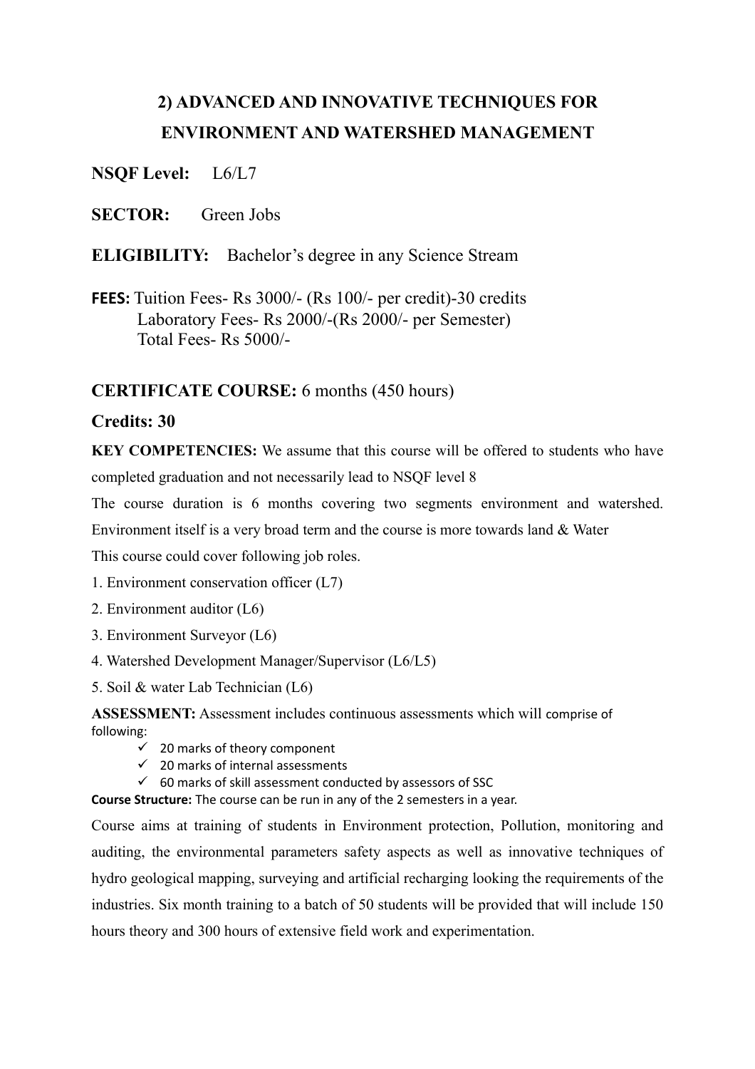# 2) ADVANCED AND INNOVATIVE TECHNIQUES FOR ENVIRONMENT AND WATERSHED MANAGEMENT

**NSQF Level:** L6/L7

**SECTOR:** Green Jobs

**ELIGIBILITY:** Bachelor's degree in any Science Stream

**FEES:** Tuition Fees- Rs 3000/- (Rs 100/- per credit)-30 credits
Laboratory Fees- Rs 2000/-(Rs 2000/- per Semester)
Total Fees- Rs 5000/-

## CERTIFICATE COURSE: 6 months (450 hours)

### Credits: 30

**KEY COMPETENCIES:** We assume that this course will be offered to students who have completed graduation and not necessarily lead to NSQF level 8

The course duration is 6 months covering two segments environment and watershed. Environment itself is a very broad term and the course is more towards land & Water

This course could cover following job roles.

1. Environment conservation officer (L7)
2. Environment auditor (L6)
3. Environment Surveyor (L6)
4. Watershed Development Manager/Supervisor (L6/L5)
5. Soil & water Lab Technician (L6)

**ASSESSMENT:** Assessment includes continuous assessments which will comprise of following:

- ✓ 20 marks of theory component
- ✓ 20 marks of internal assessments
- ✓ 60 marks of skill assessment conducted by assessors of SSC

**Course Structure:** The course can be run in any of the 2 semesters in a year.

Course aims at training of students in Environment protection, Pollution, monitoring and auditing, the environmental parameters safety aspects as well as innovative techniques of hydro geological mapping, surveying and artificial recharging looking the requirements of the industries. Six month training to a batch of 50 students will be provided that will include 150 hours theory and 300 hours of extensive field work and experimentation.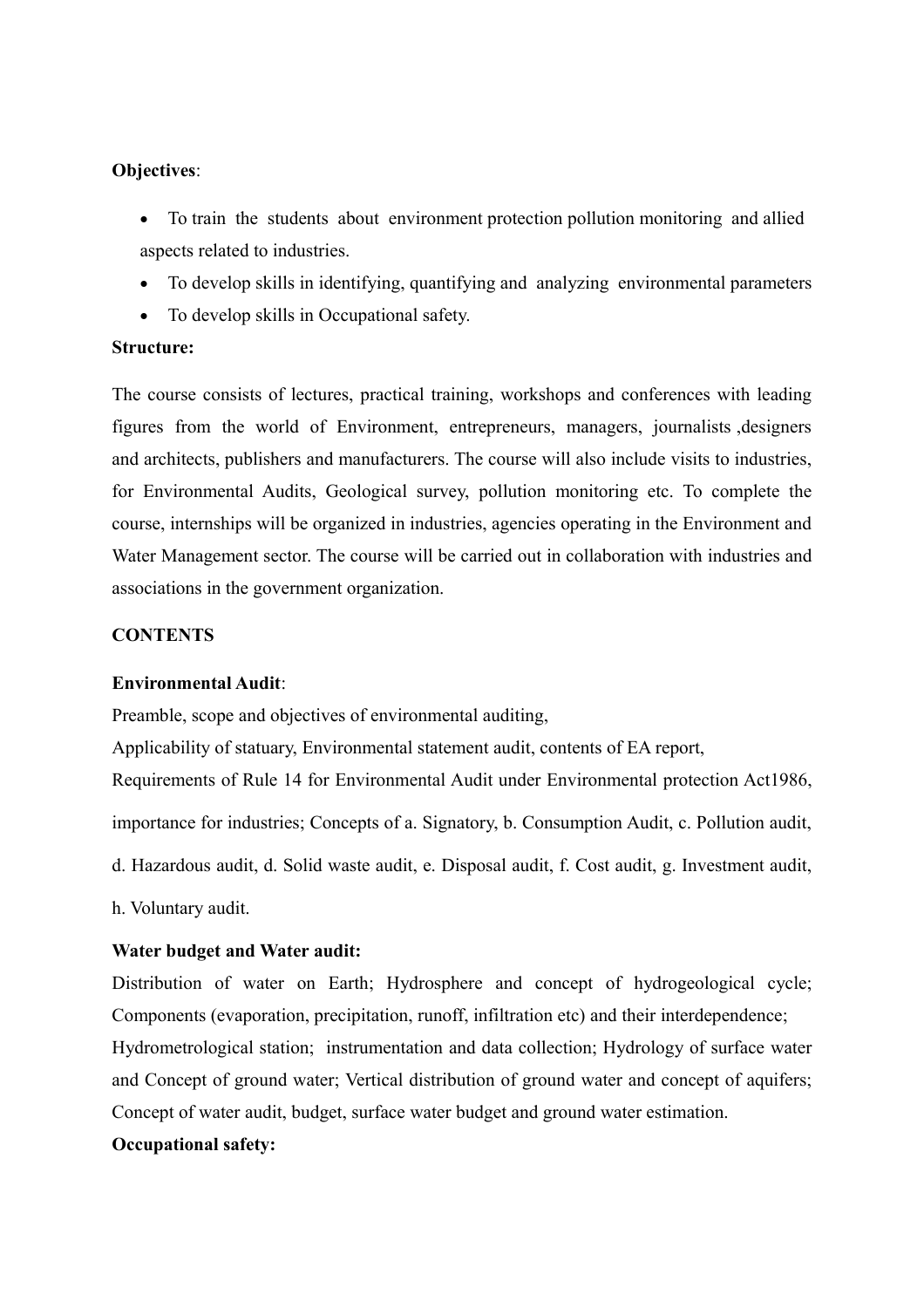**Objectives**:

- To train the students about environment protection pollution monitoring and allied aspects related to industries.
- To develop skills in identifying, quantifying and analyzing environmental parameters
- To develop skills in Occupational safety.

**Structure:**

The course consists of lectures, practical training, workshops and conferences with leading figures from the world of Environment, entrepreneurs, managers, journalists ,designers and architects, publishers and manufacturers. The course will also include visits to industries, for Environmental Audits, Geological survey, pollution monitoring etc. To complete the course, internships will be organized in industries, agencies operating in the Environment and Water Management sector. The course will be carried out in collaboration with industries and associations in the government organization.

**CONTENTS**

**Environmental Audit**:

Preamble, scope and objectives of environmental auditing,

Applicability of statuary, Environmental statement audit, contents of EA report,

Requirements of Rule 14 for Environmental Audit under Environmental protection Act1986, importance for industries; Concepts of a. Signatory, b. Consumption Audit, c. Pollution audit, d. Hazardous audit, d. Solid waste audit, e. Disposal audit, f. Cost audit, g. Investment audit, h. Voluntary audit.

**Water budget and Water audit:**

Distribution of water on Earth; Hydrosphere and concept of hydrogeological cycle; Components (evaporation, precipitation, runoff, infiltration etc) and their interdependence; Hydrometrological station; instrumentation and data collection; Hydrology of surface water and Concept of ground water; Vertical distribution of ground water and concept of aquifers; Concept of water audit, budget, surface water budget and ground water estimation.

**Occupational safety:**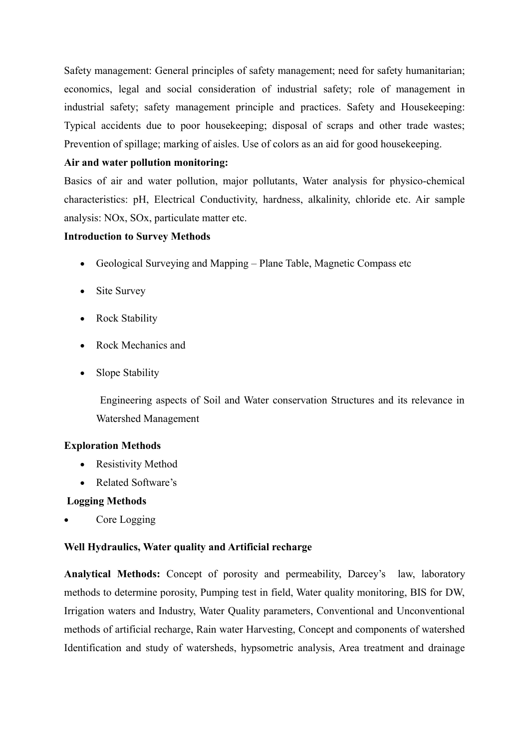Safety management: General principles of safety management; need for safety humanitarian; economics, legal and social consideration of industrial safety; role of management in industrial safety; safety management principle and practices. Safety and Housekeeping: Typical accidents due to poor housekeeping; disposal of scraps and other trade wastes; Prevention of spillage; marking of aisles. Use of colors as an aid for good housekeeping.

**Air and water pollution monitoring:**

Basics of air and water pollution, major pollutants, Water analysis for physico-chemical characteristics: pH, Electrical Conductivity, hardness, alkalinity, chloride etc. Air sample analysis: NOx, SOx, particulate matter etc.

**Introduction to Survey Methods**

- Geological Surveying and Mapping – Plane Table, Magnetic Compass etc
- Site Survey
- Rock Stability
- Rock Mechanics and
- Slope Stability

  Engineering aspects of Soil and Water conservation Structures and its relevance in Watershed Management

**Exploration Methods**

- Resistivity Method
- Related Software's

**Logging Methods**

- Core Logging

**Well Hydraulics, Water quality and Artificial recharge**

**Analytical Methods:** Concept of porosity and permeability, Darcey's law, laboratory methods to determine porosity, Pumping test in field, Water quality monitoring, BIS for DW, Irrigation waters and Industry, Water Quality parameters, Conventional and Unconventional methods of artificial recharge, Rain water Harvesting, Concept and components of watershed Identification and study of watersheds, hypsometric analysis, Area treatment and drainage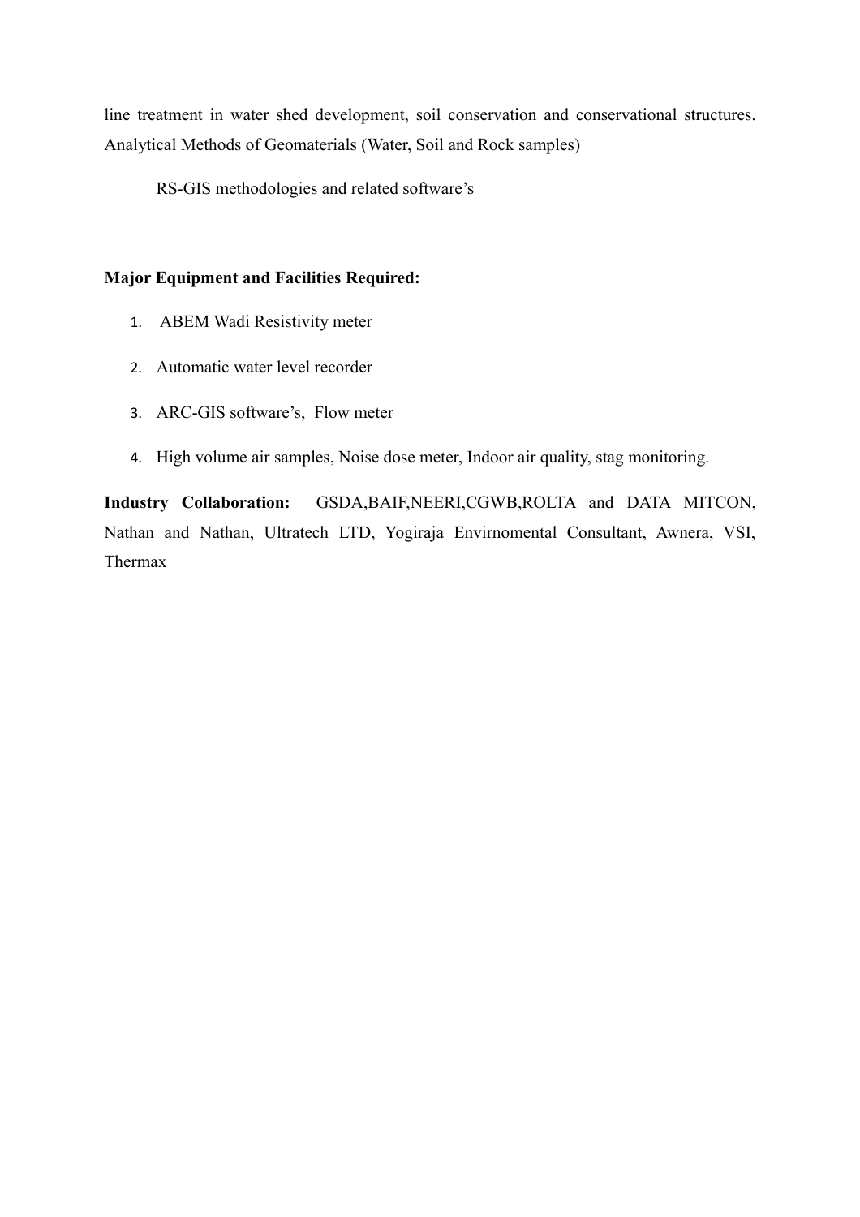line treatment in water shed development, soil conservation and conservational structures. Analytical Methods of Geomaterials (Water, Soil and Rock samples)

RS-GIS methodologies and related software's

**Major Equipment and Facilities Required:**

1. ABEM Wadi Resistivity meter
2. Automatic water level recorder
3. ARC-GIS software's, Flow meter
4. High volume air samples, Noise dose meter, Indoor air quality, stag monitoring.

**Industry Collaboration:** GSDA,BAIF,NEERI,CGWB,ROLTA and DATA MITCON, Nathan and Nathan, Ultratech LTD, Yogiraja Envirnomental Consultant, Awnera, VSI, Thermax